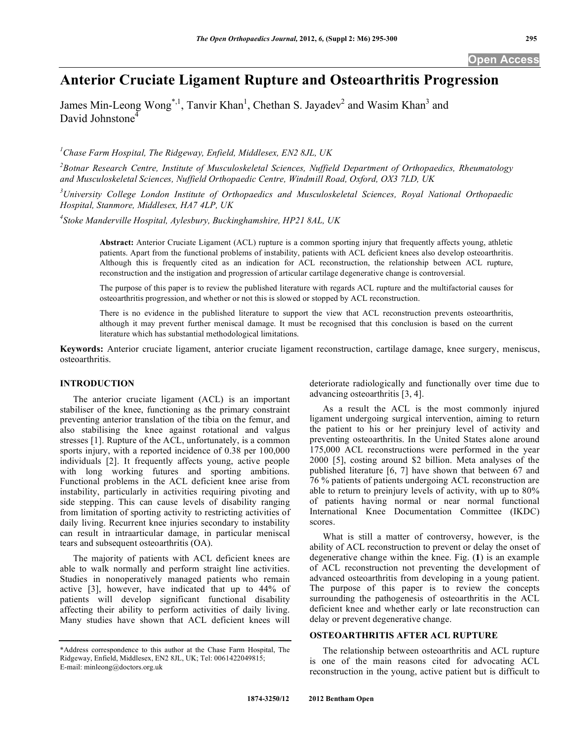Open Access

# Anterior Cruciate Ligament Rupture and Osteoarthritis Progression

James Min-Leong Wong[*,1], Tanvir Khan[1], Chethan S. Jayadev[2] and Wasim Khan[3] and David Johnstone[4]

[1]Chase Farm Hospital, The Ridgeway, Enfield, Middlesex, EN2 8JL, UK

[2]Botnar Research Centre, Institute of Musculoskeletal Sciences, Nuffield Department of Orthopaedics, Rheumatology and Musculoskeletal Sciences, Nuffield Orthopaedic Centre, Windmill Road, Oxford, OX3 7LD, UK

[3]University College London Institute of Orthopaedics and Musculoskeletal Sciences, Royal National Orthopaedic Hospital, Stanmore, Middlesex, HA7 4LP, UK

[4]Stoke Manderville Hospital, Aylesbury, Buckinghamshire, HP21 8AL, UK

**Abstract:** Anterior Cruciate Ligament (ACL) rupture is a common sporting injury that frequently affects young, athletic patients. Apart from the functional problems of instability, patients with ACL deficient knees also develop osteoarthritis. Although this is frequently cited as an indication for ACL reconstruction, the relationship between ACL rupture, reconstruction and the instigation and progression of articular cartilage degenerative change is controversial.

The purpose of this paper is to review the published literature with regards ACL rupture and the multifactorial causes for osteoarthritis progression, and whether or not this is slowed or stopped by ACL reconstruction.

There is no evidence in the published literature to support the view that ACL reconstruction prevents osteoarthritis, although it may prevent further meniscal damage. It must be recognised that this conclusion is based on the current literature which has substantial methodological limitations.

**Keywords:** Anterior cruciate ligament, anterior cruciate ligament reconstruction, cartilage damage, knee surgery, meniscus, osteoarthritis.

## INTRODUCTION

The anterior cruciate ligament (ACL) is an important stabiliser of the knee, functioning as the primary constraint preventing anterior translation of the tibia on the femur, and also stabilising the knee against rotational and valgus stresses [1]. Rupture of the ACL, unfortunately, is a common sports injury, with a reported incidence of 0.38 per 100,000 individuals [2]. It frequently affects young, active people with long working futures and sporting ambitions. Functional problems in the ACL deficient knee arise from instability, particularly in activities requiring pivoting and side stepping. This can cause levels of disability ranging from limitation of sporting activity to restricting activities of daily living. Recurrent knee injuries secondary to instability can result in intraarticular damage, in particular meniscal tears and subsequent osteoarthritis (OA).

The majority of patients with ACL deficient knees are able to walk normally and perform straight line activities. Studies in nonoperatively managed patients who remain active [3], however, have indicated that up to 44% of patients will develop significant functional disability affecting their ability to perform activities of daily living. Many studies have shown that ACL deficient knees will deteriorate radiologically and functionally over time due to advancing osteoarthritis [3, 4].

As a result the ACL is the most commonly injured ligament undergoing surgical intervention, aiming to return the patient to his or her preinjury level of activity and preventing osteoarthritis. In the United States alone around 175,000 ACL reconstructions were performed in the year 2000 [5], costing around $2 billion. Meta analyses of the published literature [6, 7] have shown that between 67 and 76 % patients of patients undergoing ACL reconstruction are able to return to preinjury levels of activity, with up to 80% of patients having normal or near normal functional International Knee Documentation Committee (IKDC) scores.

What is still a matter of controversy, however, is the ability of ACL reconstruction to prevent or delay the onset of degenerative change within the knee. Fig. (**1**) is an example of ACL reconstruction not preventing the development of advanced osteoarthritis from developing in a young patient. The purpose of this paper is to review the concepts surrounding the pathogenesis of osteoarthritis in the ACL deficient knee and whether early or late reconstruction can delay or prevent degenerative change.

## OSTEOARTHRITIS AFTER ACL RUPTURE

The relationship between osteoarthritis and ACL rupture is one of the main reasons cited for advocating ACL reconstruction in the young, active patient but is difficult to

*Address correspondence to this author at the Chase Farm Hospital, The Ridgeway, Enfield, Middlesex, EN2 8JL, UK; Tel: 0061422049815; E-mail: minleong@doctors.org.uk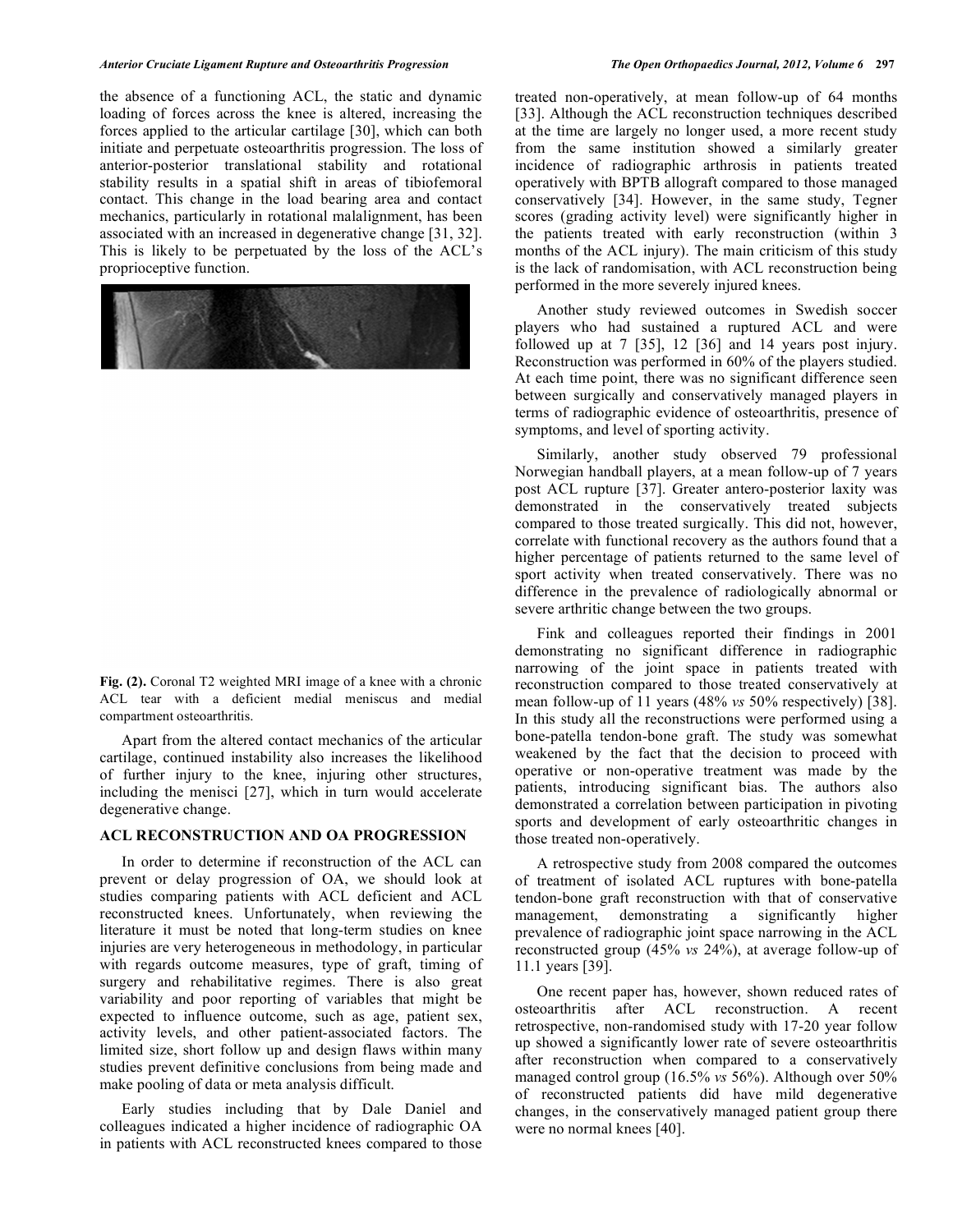the absence of a functioning ACL, the static and dynamic loading of forces across the knee is altered, increasing the forces applied to the articular cartilage [30], which can both initiate and perpetuate osteoarthritis progression. The loss of anterior-posterior translational stability and rotational stability results in a spatial shift in areas of tibiofemoral contact. This change in the load bearing area and contact mechanics, particularly in rotational malalignment, has been associated with an increased in degenerative change [31, 32]. This is likely to be perpetuated by the loss of the ACL's proprioceptive function.

**Fig. (2).** Coronal T2 weighted MRI image of a knee with a chronic ACL tear with a deficient medial meniscus and medial compartment osteoarthritis.

Apart from the altered contact mechanics of the articular cartilage, continued instability also increases the likelihood of further injury to the knee, injuring other structures, including the menisci [27], which in turn would accelerate degenerative change.

## ACL RECONSTRUCTION AND OA PROGRESSION

In order to determine if reconstruction of the ACL can prevent or delay progression of OA, we should look at studies comparing patients with ACL deficient and ACL reconstructed knees. Unfortunately, when reviewing the literature it must be noted that long-term studies on knee injuries are very heterogeneous in methodology, in particular with regards outcome measures, type of graft, timing of surgery and rehabilitative regimes. There is also great variability and poor reporting of variables that might be expected to influence outcome, such as age, patient sex, activity levels, and other patient-associated factors. The limited size, short follow up and design flaws within many studies prevent definitive conclusions from being made and make pooling of data or meta analysis difficult.

Early studies including that by Dale Daniel and colleagues indicated a higher incidence of radiographic OA in patients with ACL reconstructed knees compared to those treated non-operatively, at mean follow-up of 64 months [33]. Although the ACL reconstruction techniques described at the time are largely no longer used, a more recent study from the same institution showed a similarly greater incidence of radiographic arthrosis in patients treated operatively with BPTB allograft compared to those managed conservatively [34]. However, in the same study, Tegner scores (grading activity level) were significantly higher in the patients treated with early reconstruction (within 3 months of the ACL injury). The main criticism of this study is the lack of randomisation, with ACL reconstruction being performed in the more severely injured knees.

Another study reviewed outcomes in Swedish soccer players who had sustained a ruptured ACL and were followed up at 7 [35], 12 [36] and 14 years post injury. Reconstruction was performed in 60% of the players studied. At each time point, there was no significant difference seen between surgically and conservatively managed players in terms of radiographic evidence of osteoarthritis, presence of symptoms, and level of sporting activity.

Similarly, another study observed 79 professional Norwegian handball players, at a mean follow-up of 7 years post ACL rupture [37]. Greater antero-posterior laxity was demonstrated in the conservatively treated subjects compared to those treated surgically. This did not, however, correlate with functional recovery as the authors found that a higher percentage of patients returned to the same level of sport activity when treated conservatively. There was no difference in the prevalence of radiologically abnormal or severe arthritic change between the two groups.

Fink and colleagues reported their findings in 2001 demonstrating no significant difference in radiographic narrowing of the joint space in patients treated with reconstruction compared to those treated conservatively at mean follow-up of 11 years (48% *vs* 50% respectively) [38]. In this study all the reconstructions were performed using a bone-patella tendon-bone graft. The study was somewhat weakened by the fact that the decision to proceed with operative or non-operative treatment was made by the patients, introducing significant bias. The authors also demonstrated a correlation between participation in pivoting sports and development of early osteoarthritic changes in those treated non-operatively.

A retrospective study from 2008 compared the outcomes of treatment of isolated ACL ruptures with bone-patella tendon-bone graft reconstruction with that of conservative management, demonstrating a significantly higher prevalence of radiographic joint space narrowing in the ACL reconstructed group (45% *vs* 24%), at average follow-up of 11.1 years [39].

One recent paper has, however, shown reduced rates of osteoarthritis after ACL reconstruction. A recent retrospective, non-randomised study with 17-20 year follow up showed a significantly lower rate of severe osteoarthritis after reconstruction when compared to a conservatively managed control group (16.5% *vs* 56%). Although over 50% of reconstructed patients did have mild degenerative changes, in the conservatively managed patient group there were no normal knees [40].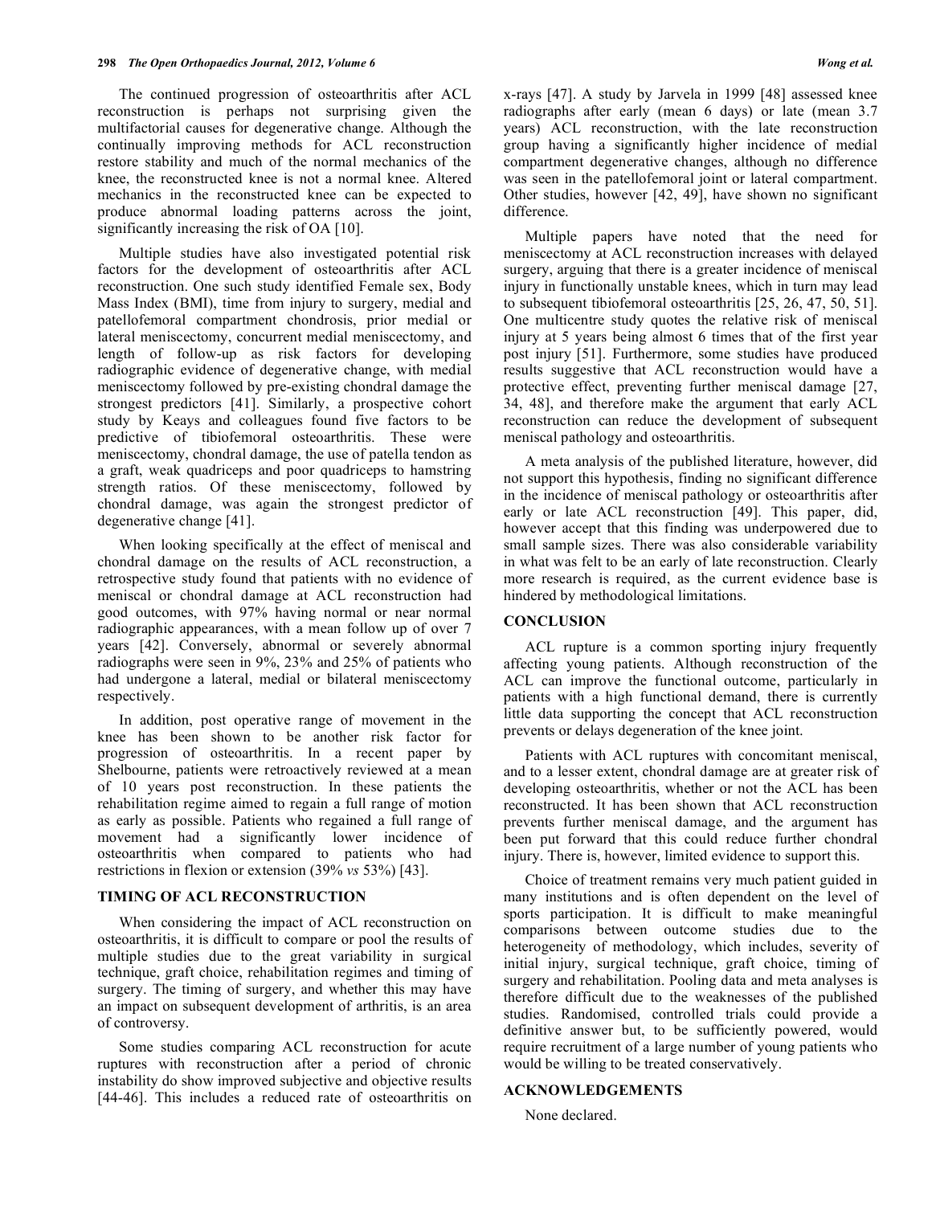The continued progression of osteoarthritis after ACL reconstruction is perhaps not surprising given the multifactorial causes for degenerative change. Although the continually improving methods for ACL reconstruction restore stability and much of the normal mechanics of the knee, the reconstructed knee is not a normal knee. Altered mechanics in the reconstructed knee can be expected to produce abnormal loading patterns across the joint, significantly increasing the risk of OA [10].

Multiple studies have also investigated potential risk factors for the development of osteoarthritis after ACL reconstruction. One such study identified Female sex, Body Mass Index (BMI), time from injury to surgery, medial and patellofemoral compartment chondrosis, prior medial or lateral meniscectomy, concurrent medial meniscectomy, and length of follow-up as risk factors for developing radiographic evidence of degenerative change, with medial meniscectomy followed by pre-existing chondral damage the strongest predictors [41]. Similarly, a prospective cohort study by Keays and colleagues found five factors to be predictive of tibiofemoral osteoarthritis. These were meniscectomy, chondral damage, the use of patella tendon as a graft, weak quadriceps and poor quadriceps to hamstring strength ratios. Of these meniscectomy, followed by chondral damage, was again the strongest predictor of degenerative change [41].

When looking specifically at the effect of meniscal and chondral damage on the results of ACL reconstruction, a retrospective study found that patients with no evidence of meniscal or chondral damage at ACL reconstruction had good outcomes, with 97% having normal or near normal radiographic appearances, with a mean follow up of over 7 years [42]. Conversely, abnormal or severely abnormal radiographs were seen in 9%, 23% and 25% of patients who had undergone a lateral, medial or bilateral meniscectomy respectively.

In addition, post operative range of movement in the knee has been shown to be another risk factor for progression of osteoarthritis. In a recent paper by Shelbourne, patients were retroactively reviewed at a mean of 10 years post reconstruction. In these patients the rehabilitation regime aimed to regain a full range of motion as early as possible. Patients who regained a full range of movement had a significantly lower incidence of osteoarthritis when compared to patients who had restrictions in flexion or extension (39% *vs* 53%) [43].

## TIMING OF ACL RECONSTRUCTION

When considering the impact of ACL reconstruction on osteoarthritis, it is difficult to compare or pool the results of multiple studies due to the great variability in surgical technique, graft choice, rehabilitation regimes and timing of surgery. The timing of surgery, and whether this may have an impact on subsequent development of arthritis, is an area of controversy.

Some studies comparing ACL reconstruction for acute ruptures with reconstruction after a period of chronic instability do show improved subjective and objective results [44-46]. This includes a reduced rate of osteoarthritis on x-rays [47]. A study by Jarvela in 1999 [48] assessed knee radiographs after early (mean 6 days) or late (mean 3.7 years) ACL reconstruction, with the late reconstruction group having a significantly higher incidence of medial compartment degenerative changes, although no difference was seen in the patellofemoral joint or lateral compartment. Other studies, however [42, 49], have shown no significant difference.

Multiple papers have noted that the need for meniscectomy at ACL reconstruction increases with delayed surgery, arguing that there is a greater incidence of meniscal injury in functionally unstable knees, which in turn may lead to subsequent tibiofemoral osteoarthritis [25, 26, 47, 50, 51]. One multicentre study quotes the relative risk of meniscal injury at 5 years being almost 6 times that of the first year post injury [51]. Furthermore, some studies have produced results suggestive that ACL reconstruction would have a protective effect, preventing further meniscal damage [27, 34, 48], and therefore make the argument that early ACL reconstruction can reduce the development of subsequent meniscal pathology and osteoarthritis.

A meta analysis of the published literature, however, did not support this hypothesis, finding no significant difference in the incidence of meniscal pathology or osteoarthritis after early or late ACL reconstruction [49]. This paper, did, however accept that this finding was underpowered due to small sample sizes. There was also considerable variability in what was felt to be an early of late reconstruction. Clearly more research is required, as the current evidence base is hindered by methodological limitations.

## CONCLUSION

ACL rupture is a common sporting injury frequently affecting young patients. Although reconstruction of the ACL can improve the functional outcome, particularly in patients with a high functional demand, there is currently little data supporting the concept that ACL reconstruction prevents or delays degeneration of the knee joint.

Patients with ACL ruptures with concomitant meniscal, and to a lesser extent, chondral damage are at greater risk of developing osteoarthritis, whether or not the ACL has been reconstructed. It has been shown that ACL reconstruction prevents further meniscal damage, and the argument has been put forward that this could reduce further chondral injury. There is, however, limited evidence to support this.

Choice of treatment remains very much patient guided in many institutions and is often dependent on the level of sports participation. It is difficult to make meaningful comparisons between outcome studies due to the heterogeneity of methodology, which includes, severity of initial injury, surgical technique, graft choice, timing of surgery and rehabilitation. Pooling data and meta analyses is therefore difficult due to the weaknesses of the published studies. Randomised, controlled trials could provide a definitive answer but, to be sufficiently powered, would require recruitment of a large number of young patients who would be willing to be treated conservatively.

## ACKNOWLEDGEMENTS

None declared.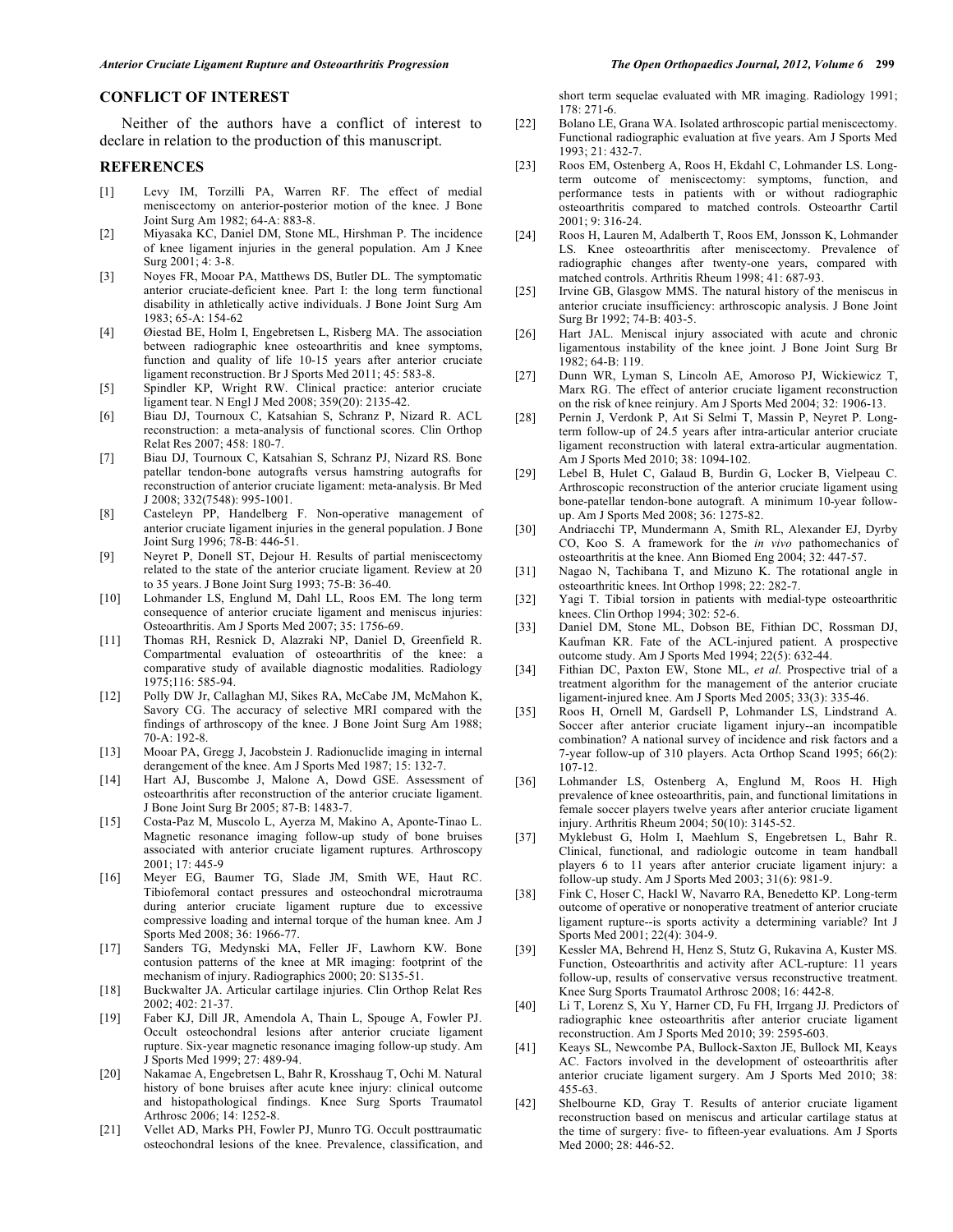## CONFLICT OF INTEREST

Neither of the authors have a conflict of interest to declare in relation to the production of this manuscript.

## REFERENCES

[1] Levy IM, Torzilli PA, Warren RF. The effect of medial meniscectomy on anterior-posterior motion of the knee. J Bone Joint Surg Am 1982; 64-A: 883-8.

[2] Miyasaka KC, Daniel DM, Stone ML, Hirshman P. The incidence of knee ligament injuries in the general population. Am J Knee Surg 2001; 4: 3-8.

[3] Noyes FR, Mooar PA, Matthews DS, Butler DL. The symptomatic anterior cruciate-deficient knee. Part I: the long term functional disability in athletically active individuals. J Bone Joint Surg Am 1983; 65-A: 154-62

[4] Øiestad BE, Holm I, Engebretsen L, Risberg MA. The association between radiographic knee osteoarthritis and knee symptoms, function and quality of life 10-15 years after anterior cruciate ligament reconstruction. Br J Sports Med 2011; 45: 583-8.

[5] Spindler KP, Wright RW. Clinical practice: anterior cruciate ligament tear. N Engl J Med 2008; 359(20): 2135-42.

[6] Biau DJ, Tournoux C, Katsahian S, Schranz P, Nizard R. ACL reconstruction: a meta-analysis of functional scores. Clin Orthop Relat Res 2007; 458: 180-7.

[7] Biau DJ, Tournoux C, Katsahian S, Schranz PJ, Nizard RS. Bone patellar tendon-bone autografts versus hamstring autografts for reconstruction of anterior cruciate ligament: meta-analysis. Br Med J 2008; 332(7548): 995-1001.

[8] Casteleyn PP, Handelberg F. Non-operative management of anterior cruciate ligament injuries in the general population. J Bone Joint Surg 1996; 78-B: 446-51.

[9] Neyret P, Donell ST, Dejour H. Results of partial meniscectomy related to the state of the anterior cruciate ligament. Review at 20 to 35 years. J Bone Joint Surg 1993; 75-B: 36-40.

[10] Lohmander LS, Englund M, Dahl LL, Roos EM. The long term consequence of anterior cruciate ligament and meniscus injuries: Osteoarthritis. Am J Sports Med 2007; 35: 1756-69.

[11] Thomas RH, Resnick D, Alazraki NP, Daniel D, Greenfield R. Compartmental evaluation of osteoarthritis of the knee: a comparative study of available diagnostic modalities. Radiology 1975;116: 585-94.

[12] Polly DW Jr, Callaghan MJ, Sikes RA, McCabe JM, McMahon K, Savory CG. The accuracy of selective MRI compared with the findings of arthroscopy of the knee. J Bone Joint Surg Am 1988; 70-A: 192-8.

[13] Mooar PA, Gregg J, Jacobstein J. Radionuclide imaging in internal derangement of the knee. Am J Sports Med 1987; 15: 132-7.

[14] Hart AJ, Buscombe J, Malone A, Dowd GSE. Assessment of osteoarthritis after reconstruction of the anterior cruciate ligament. J Bone Joint Surg Br 2005; 87-B: 1483-7.

[15] Costa-Paz M, Muscolo L, Ayerza M, Makino A, Aponte-Tinao L. Magnetic resonance imaging follow-up study of bone bruises associated with anterior cruciate ligament ruptures. Arthroscopy 2001; 17: 445-9

[16] Meyer EG, Baumer TG, Slade JM, Smith WE, Haut RC. Tibiofemoral contact pressures and osteochondral microtrauma during anterior cruciate ligament rupture due to excessive compressive loading and internal torque of the human knee. Am J Sports Med 2008; 36: 1966-77.

[17] Sanders TG, Medynski MA, Feller JF, Lawhorn KW. Bone contusion patterns of the knee at MR imaging: footprint of the mechanism of injury. Radiographics 2000; 20: S135-51.

[18] Buckwalter JA. Articular cartilage injuries. Clin Orthop Relat Res 2002; 402: 21-37.

[19] Faber KJ, Dill JR, Amendola A, Thain L, Spouge A, Fowler PJ. Occult osteochondral lesions after anterior cruciate ligament rupture. Six-year magnetic resonance imaging follow-up study. Am J Sports Med 1999; 27: 489-94.

[20] Nakamae A, Engebretsen L, Bahr R, Krosshaug T, Ochi M. Natural history of bone bruises after acute knee injury: clinical outcome and histopathological findings. Knee Surg Sports Traumatol Arthrosc 2006; 14: 1252-8.

[21] Vellet AD, Marks PH, Fowler PJ, Munro TG. Occult posttraumatic osteochondral lesions of the knee. Prevalence, classification, and short term sequelae evaluated with MR imaging. Radiology 1991; 178: 271-6.

[22] Bolano LE, Grana WA. Isolated arthroscopic partial meniscectomy. Functional radiographic evaluation at five years. Am J Sports Med 1993; 21: 432-7.

[23] Roos EM, Ostenberg A, Roos H, Ekdahl C, Lohmander LS. Long-term outcome of meniscectomy: symptoms, function, and performance tests in patients with or without radiographic osteoarthritis compared to matched controls. Osteoarthr Cartil 2001; 9: 316-24.

[24] Roos H, Lauren M, Adalberth T, Roos EM, Jonsson K, Lohmander LS. Knee osteoarthritis after meniscectomy. Prevalence of radiographic changes after twenty-one years, compared with matched controls. Arthritis Rheum 1998; 41: 687-93.

[25] Irvine GB, Glasgow MMS. The natural history of the meniscus in anterior cruciate insufficiency: arthroscopic analysis. J Bone Joint Surg Br 1992; 74-B: 403-5.

[26] Hart JAL. Meniscal injury associated with acute and chronic ligamentous instability of the knee joint. J Bone Joint Surg Br 1982; 64-B: 119.

[27] Dunn WR, Lyman S, Lincoln AE, Amoroso PJ, Wickiewicz T, Marx RG. The effect of anterior cruciate ligament reconstruction on the risk of knee reinjury. Am J Sports Med 2004; 32: 1906-13.

[28] Pernin J, Verdonk P, Aït Si Selmi T, Massin P, Neyret P. Long-term follow-up of 24.5 years after intra-articular anterior cruciate ligament reconstruction with lateral extra-articular augmentation. Am J Sports Med 2010; 38: 1094-102.

[29] Lebel B, Hulet C, Galaud B, Burdin G, Locker B, Vielpeau C. Arthroscopic reconstruction of the anterior cruciate ligament using bone-patellar tendon-bone autograft. A minimum 10-year follow-up. Am J Sports Med 2008; 36: 1275-82.

[30] Andriacchi TP, Mundermann A, Smith RL, Alexander EJ, Dyrby CO, Koo S. A framework for the *in vivo* pathomechanics of osteoarthritis at the knee. Ann Biomed Eng 2004; 32: 447-57.

[31] Nagao N, Tachibana T, and Mizuno K. The rotational angle in osteoarthritic knees. Int Orthop 1998; 22: 282-7.

[32] Yagi T. Tibial torsion in patients with medial-type osteoarthritic knees. Clin Orthop 1994; 302: 52-6.

[33] Daniel DM, Stone ML, Dobson BE, Fithian DC, Rossman DJ, Kaufman KR. Fate of the ACL-injured patient. A prospective outcome study. Am J Sports Med 1994; 22(5): 632-44.

[34] Fithian DC, Paxton EW, Stone ML, *et al.* Prospective trial of a treatment algorithm for the management of the anterior cruciate ligament-injured knee. Am J Sports Med 2005; 33(3): 335-46.

[35] Roos H, Ornell M, Gardsell P, Lohmander LS, Lindstrand A. Soccer after anterior cruciate ligament injury--an incompatible combination? A national survey of incidence and risk factors and a 7-year follow-up of 310 players. Acta Orthop Scand 1995; 66(2): 107-12.

[36] Lohmander LS, Ostenberg A, Englund M, Roos H. High prevalence of knee osteoarthritis, pain, and functional limitations in female soccer players twelve years after anterior cruciate ligament injury. Arthritis Rheum 2004; 50(10): 3145-52.

[37] Myklebust G, Holm I, Maehlum S, Engebretsen L, Bahr R. Clinical, functional, and radiologic outcome in team handball players 6 to 11 years after anterior cruciate ligament injury: a follow-up study. Am J Sports Med 2003; 31(6): 981-9.

[38] Fink C, Hoser C, Hackl W, Navarro RA, Benedetto KP. Long-term outcome of operative or nonoperative treatment of anterior cruciate ligament rupture--is sports activity a determining variable? Int J Sports Med 2001; 22(4): 304-9.

[39] Kessler MA, Behrend H, Henz S, Stutz G, Rukavina A, Kuster MS. Function, Osteoarthritis and activity after ACL-rupture: 11 years follow-up, results of conservative versus reconstructive treatment. Knee Surg Sports Traumatol Arthrosc 2008; 16: 442-8.

[40] Li T, Lorenz S, Xu Y, Harner CD, Fu FH, Irrgang JJ. Predictors of radiographic knee osteoarthritis after anterior cruciate ligament reconstruction. Am J Sports Med 2010; 39: 2595-603.

[41] Keays SL, Newcombe PA, Bullock-Saxton JE, Bullock MI, Keays AC. Factors involved in the development of osteoarthritis after anterior cruciate ligament surgery. Am J Sports Med 2010; 38: 455-63.

[42] Shelbourne KD, Gray T. Results of anterior cruciate ligament reconstruction based on meniscus and articular cartilage status at the time of surgery: five- to fifteen-year evaluations. Am J Sports Med 2000; 28: 446-52.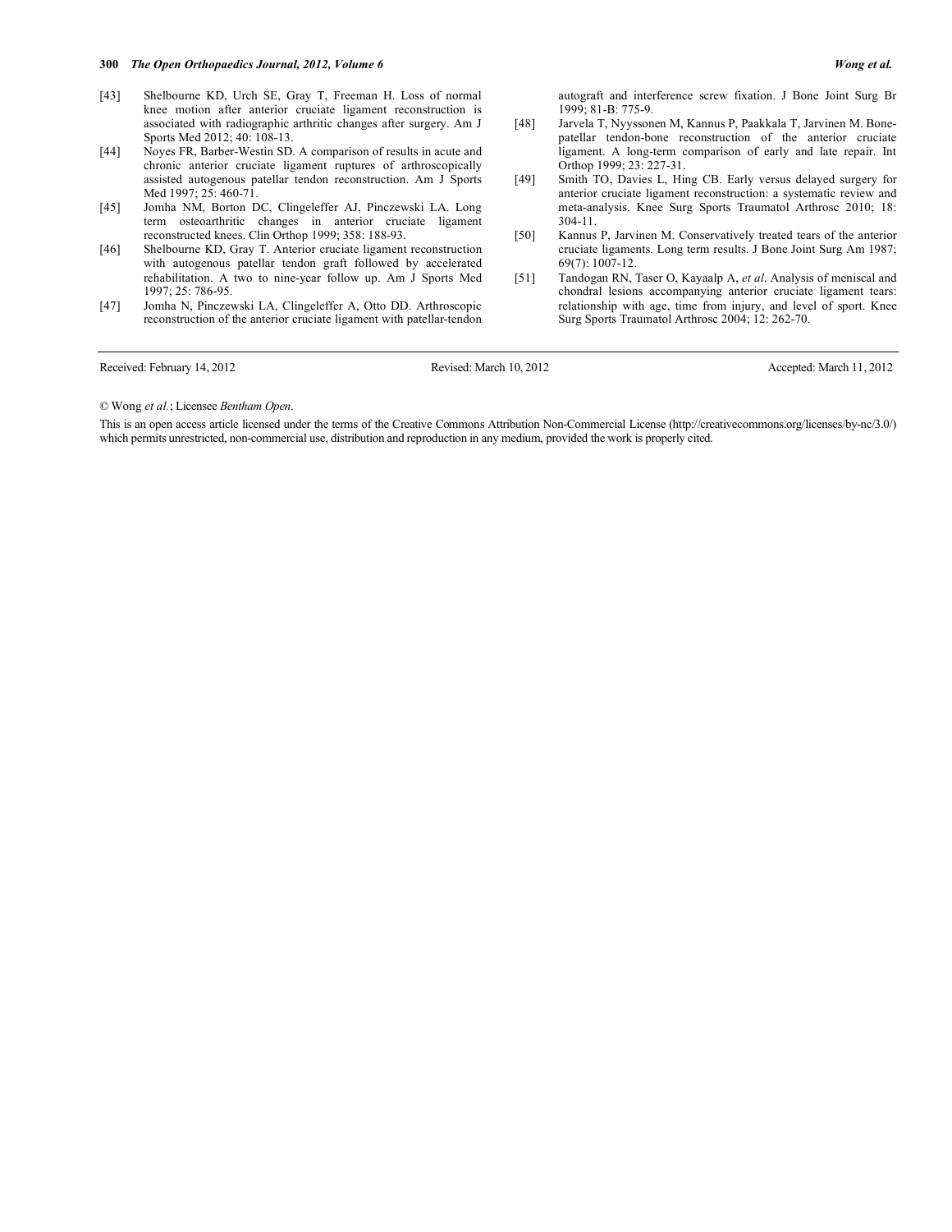[43] Shelbourne KD, Urch SE, Gray T, Freeman H. Loss of normal knee motion after anterior cruciate ligament reconstruction is associated with radiographic arthritic changes after surgery. Am J Sports Med 2012; 40: 108-13.

[44] Noyes FR, Barber-Westin SD. A comparison of results in acute and chronic anterior cruciate ligament ruptures of arthroscopically assisted autogenous patellar tendon reconstruction. Am J Sports Med 1997; 25: 460-71.

[45] Jomha NM, Borton DC, Clingeleffer AJ, Pinczewski LA. Long term osteoarthritic changes in anterior cruciate ligament reconstructed knees. Clin Orthop 1999; 358: 188-93.

[46] Shelbourne KD, Gray T. Anterior cruciate ligament reconstruction with autogenous patellar tendon graft followed by accelerated rehabilitation. A two to nine-year follow up. Am J Sports Med 1997; 25: 786-95.

[47] Jomha N, Pinczewski LA, Clingeleffer A, Otto DD. Arthroscopic reconstruction of the anterior cruciate ligament with patellar-tendon autograft and interference screw fixation. J Bone Joint Surg Br 1999; 81-B: 775-9.

[48] Jarvela T, Nyyssonen M, Kannus P, Paakkala T, Jarvinen M. Bone-patellar tendon-bone reconstruction of the anterior cruciate ligament. A long-term comparison of early and late repair. Int Orthop 1999; 23: 227-31.

[49] Smith TO, Davies L, Hing CB. Early versus delayed surgery for anterior cruciate ligament reconstruction: a systematic review and meta-analysis. Knee Surg Sports Traumatol Arthrosc 2010; 18: 304-11.

[50] Kannus P, Jarvinen M. Conservatively treated tears of the anterior cruciate ligaments. Long term results. J Bone Joint Surg Am 1987; 69(7): 1007-12.

[51] Tandogan RN, Taser O, Kayaalp A, *et al*. Analysis of meniscal and chondral lesions accompanying anterior cruciate ligament tears: relationship with age, time from injury, and level of sport. Knee Surg Sports Traumatol Arthrosc 2004; 12: 262-70.

---

Received: February 14, 2012 Revised: March 10, 2012 Accepted: March 11, 2012

© Wong *et al.*; Licensee *Bentham Open*.

This is an open access article licensed under the terms of the Creative Commons Attribution Non-Commercial License (http://creativecommons.org/licenses/by-nc/3.0/) which permits unrestricted, non-commercial use, distribution and reproduction in any medium, provided the work is properly cited.